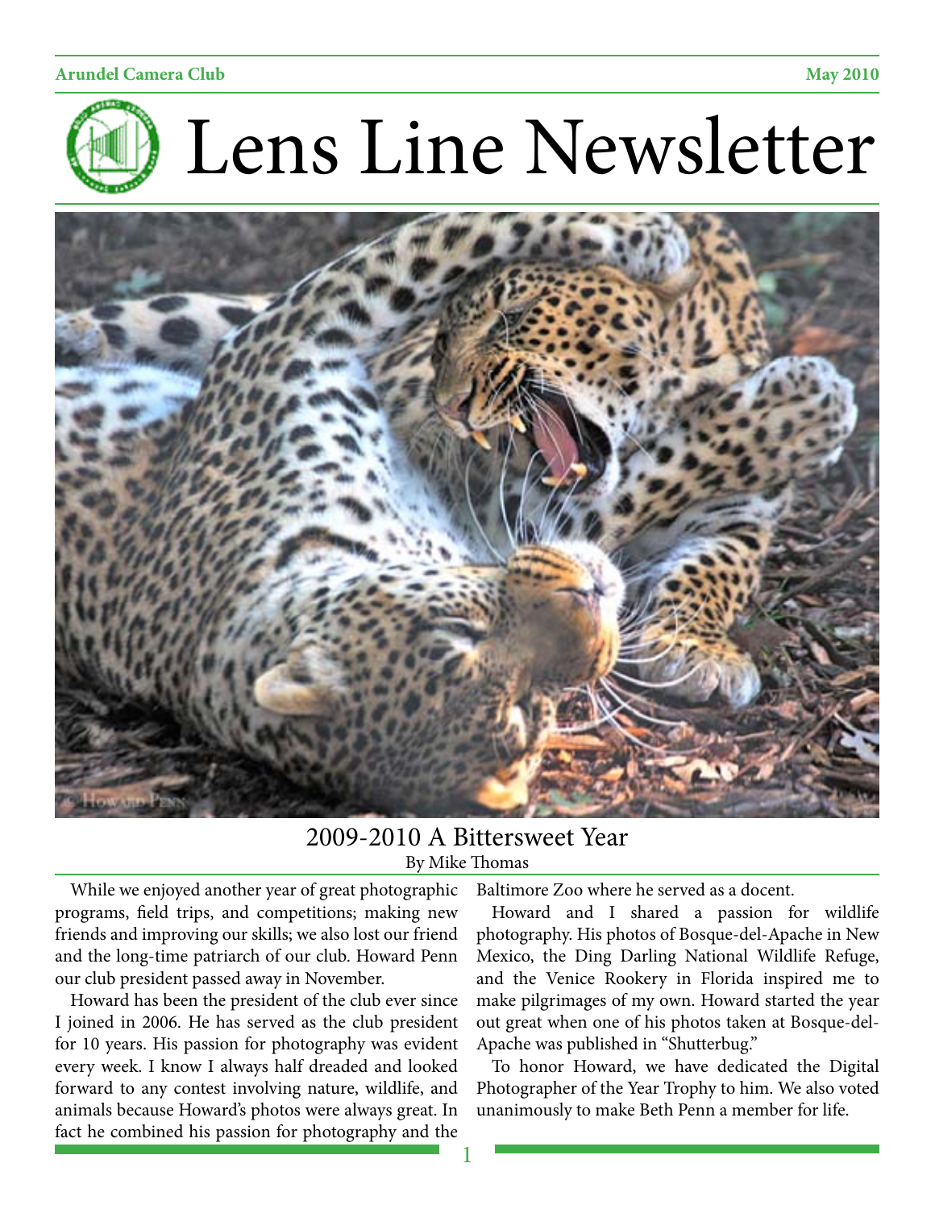Arundel Camera Club May 2010

# Lens Line Newsletter

## 2009-2010 A Bittersweet Year

By Mike Thomas

While we enjoyed another year of great photographic programs, field trips, and competitions; making new friends and improving our skills; we also lost our friend and the long-time patriarch of our club. Howard Penn our club president passed away in November.

Howard has been the president of the club ever since I joined in 2006. He has served as the club president for 10 years. His passion for photography was evident every week. I know I always half dreaded and looked forward to any contest involving nature, wildlife, and animals because Howard's photos were always great. In fact he combined his passion for photography and the Baltimore Zoo where he served as a docent.

Howard and I shared a passion for wildlife photography. His photos of Bosque-del-Apache in New Mexico, the Ding Darling National Wildlife Refuge, and the Venice Rookery in Florida inspired me to make pilgrimages of my own. Howard started the year out great when one of his photos taken at Bosque-del-Apache was published in "Shutterbug."

To honor Howard, we have dedicated the Digital Photographer of the Year Trophy to him. We also voted unanimously to make Beth Penn a member for life.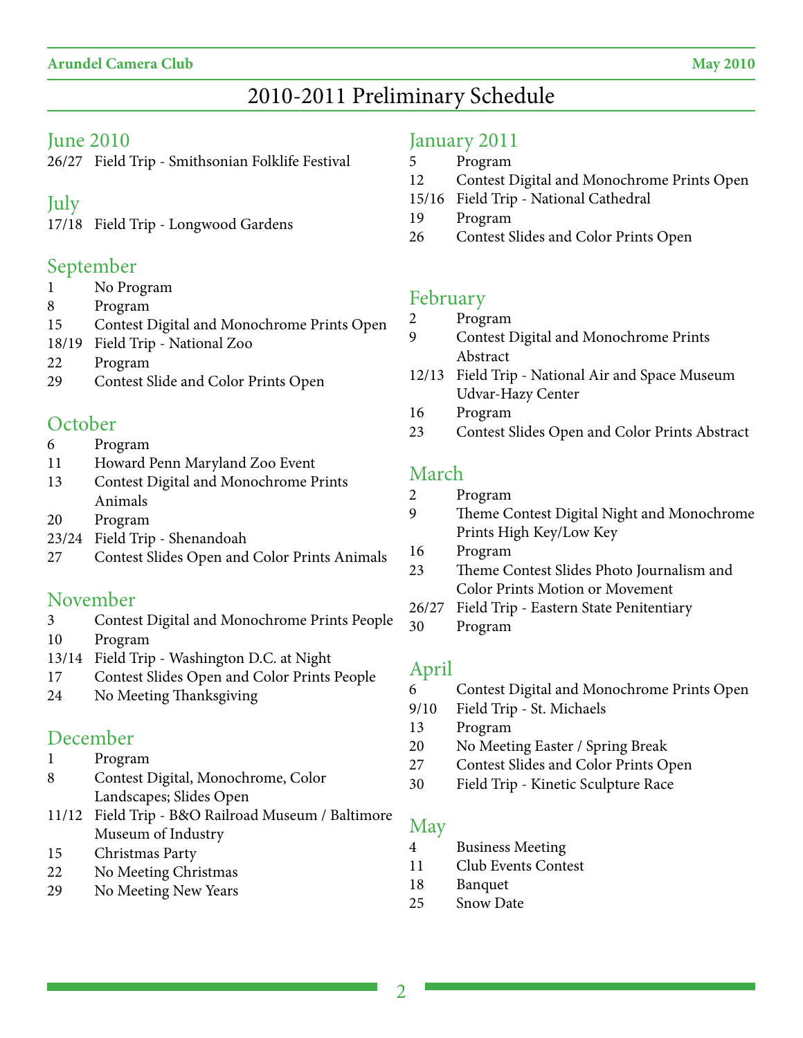# 2010-2011 Preliminary Schedule

## June 2010

26/27 Field Trip - Smithsonian Folklife Festival

## July

17/18 Field Trip - Longwood Gardens

## September

1 No Program
8 Program
15 Contest Digital and Monochrome Prints Open
18/19 Field Trip - National Zoo
22 Program
29 Contest Slide and Color Prints Open

## October

6 Program
11 Howard Penn Maryland Zoo Event
13 Contest Digital and Monochrome Prints Animals
20 Program
23/24 Field Trip - Shenandoah
27 Contest Slides Open and Color Prints Animals

## November

3 Contest Digital and Monochrome Prints People
10 Program
13/14 Field Trip - Washington D.C. at Night
17 Contest Slides Open and Color Prints People
24 No Meeting Thanksgiving

## December

1 Program
8 Contest Digital, Monochrome, Color Landscapes; Slides Open
11/12 Field Trip - B&O Railroad Museum / Baltimore Museum of Industry
15 Christmas Party
22 No Meeting Christmas
29 No Meeting New Years

## January 2011

5 Program
12 Contest Digital and Monochrome Prints Open
15/16 Field Trip - National Cathedral
19 Program
26 Contest Slides and Color Prints Open

## February

2 Program
9 Contest Digital and Monochrome Prints Abstract
12/13 Field Trip - National Air and Space Museum Udvar-Hazy Center
16 Program
23 Contest Slides Open and Color Prints Abstract

## March

2 Program
9 Theme Contest Digital Night and Monochrome Prints High Key/Low Key
16 Program
23 Theme Contest Slides Photo Journalism and Color Prints Motion or Movement
26/27 Field Trip - Eastern State Penitentiary
30 Program

## April

6 Contest Digital and Monochrome Prints Open
9/10 Field Trip - St. Michaels
13 Program
20 No Meeting Easter / Spring Break
27 Contest Slides and Color Prints Open
30 Field Trip - Kinetic Sculpture Race

## May

4 Business Meeting
11 Club Events Contest
18 Banquet
25 Snow Date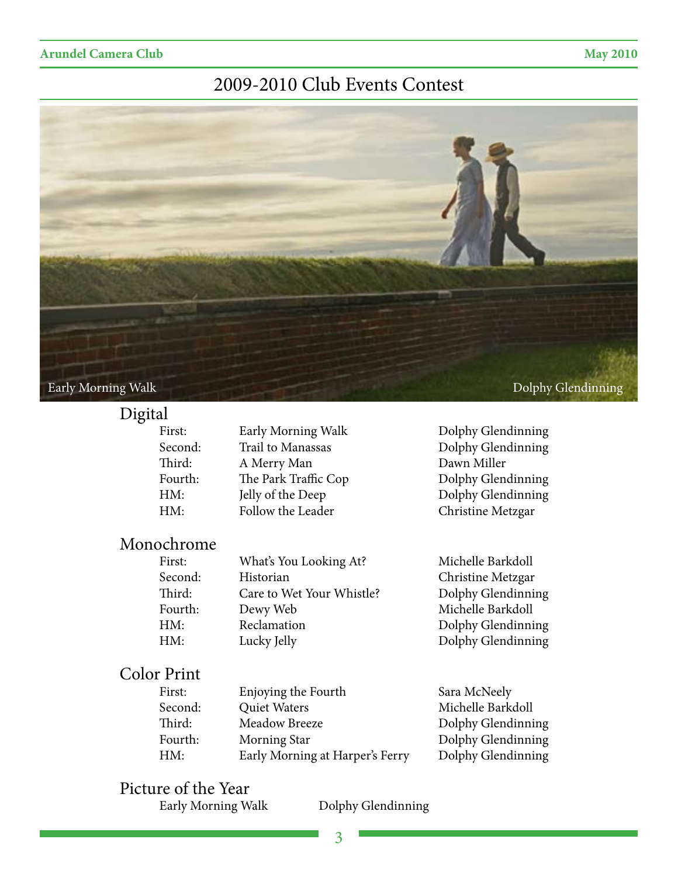# 2009-2010 Club Events Contest

Early Morning Walk — Dolphy Glendinning

## Digital

| | | |
|---|---|---|
| First: | Early Morning Walk | Dolphy Glendinning |
| Second: | Trail to Manassas | Dolphy Glendinning |
| Third: | A Merry Man | Dawn Miller |
| Fourth: | The Park Traffic Cop | Dolphy Glendinning |
| HM: | Jelly of the Deep | Dolphy Glendinning |
| HM: | Follow the Leader | Christine Metzgar |

## Monochrome

| | | |
|---|---|---|
| First: | What's You Looking At? | Michelle Barkdoll |
| Second: | Historian | Christine Metzgar |
| Third: | Care to Wet Your Whistle? | Dolphy Glendinning |
| Fourth: | Dewy Web | Michelle Barkdoll |
| HM: | Reclamation | Dolphy Glendinning |
| HM: | Lucky Jelly | Dolphy Glendinning |

## Color Print

| | | |
|---|---|---|
| First: | Enjoying the Fourth | Sara McNeely |
| Second: | Quiet Waters | Michelle Barkdoll |
| Third: | Meadow Breeze | Dolphy Glendinning |
| Fourth: | Morning Star | Dolphy Glendinning |
| HM: | Early Morning at Harper's Ferry | Dolphy Glendinning |

## Picture of the Year

Early Morning Walk — Dolphy Glendinning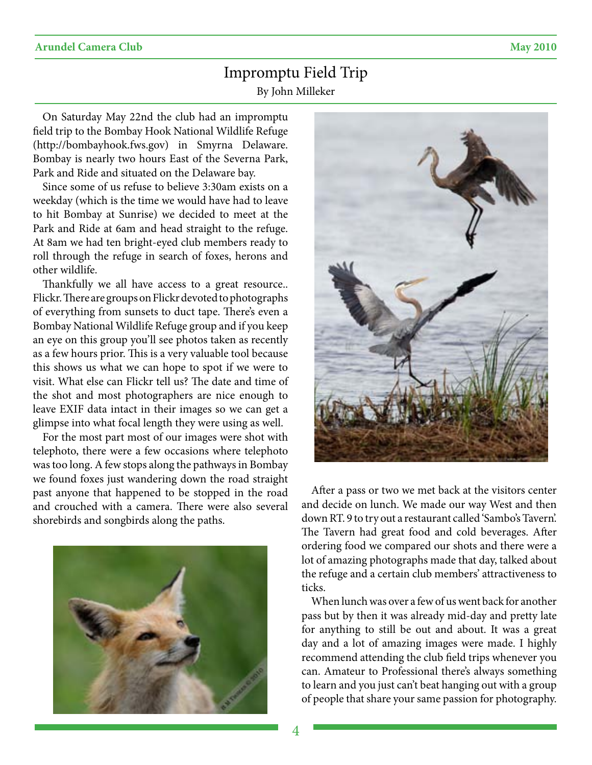# Impromptu Field Trip

By John Milleker

On Saturday May 22nd the club had an impromptu field trip to the Bombay Hook National Wildlife Refuge (http://bombayhook.fws.gov) in Smyrna Delaware. Bombay is nearly two hours East of the Severna Park, Park and Ride and situated on the Delaware bay.

Since some of us refuse to believe 3:30am exists on a weekday (which is the time we would have had to leave to hit Bombay at Sunrise) we decided to meet at the Park and Ride at 6am and head straight to the refuge. At 8am we had ten bright-eyed club members ready to roll through the refuge in search of foxes, herons and other wildlife.

Thankfully we all have access to a great resource.. Flickr. There are groups on Flickr devoted to photographs of everything from sunsets to duct tape. There's even a Bombay National Wildlife Refuge group and if you keep an eye on this group you'll see photos taken as recently as a few hours prior. This is a very valuable tool because this shows us what we can hope to spot if we were to visit. What else can Flickr tell us? The date and time of the shot and most photographers are nice enough to leave EXIF data intact in their images so we can get a glimpse into what focal length they were using as well.

For the most part most of our images were shot with telephoto, there were a few occasions where telephoto was too long. A few stops along the pathways in Bombay we found foxes just wandering down the road straight past anyone that happened to be stopped in the road and crouched with a camera. There were also several shorebirds and songbirds along the paths.

After a pass or two we met back at the visitors center and decide on lunch. We made our way West and then down RT. 9 to try out a restaurant called 'Sambo's Tavern'. The Tavern had great food and cold beverages. After ordering food we compared our shots and there were a lot of amazing photographs made that day, talked about the refuge and a certain club members' attractiveness to ticks.

When lunch was over a few of us went back for another pass but by then it was already mid-day and pretty late for anything to still be out and about. It was a great day and a lot of amazing images were made. I highly recommend attending the club field trips whenever you can. Amateur to Professional there's always something to learn and you just can't beat hanging out with a group of people that share your same passion for photography.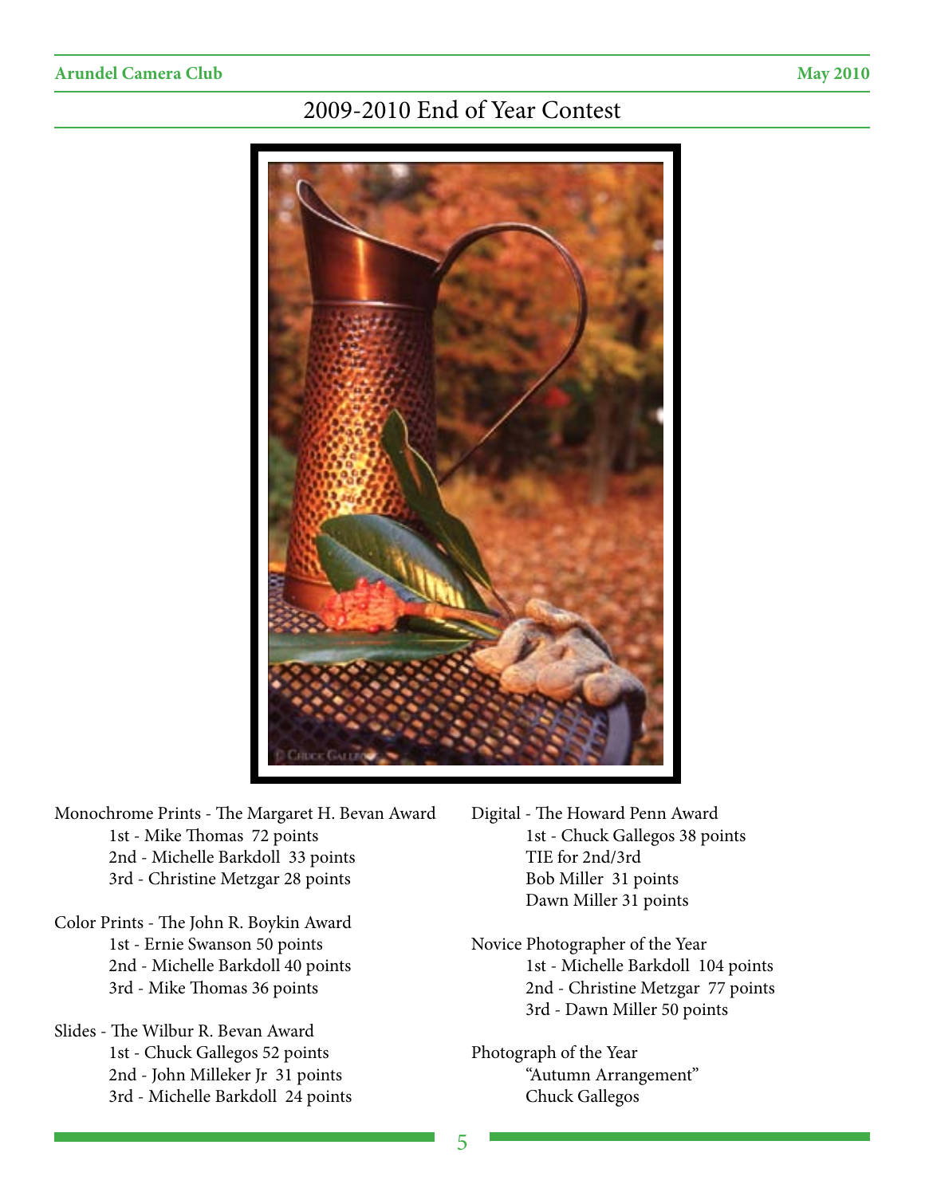# 2009-2010 End of Year Contest

Monochrome Prints - The Margaret H. Bevan Award
- 1st - Mike Thomas 72 points
- 2nd - Michelle Barkdoll 33 points
- 3rd - Christine Metzgar 28 points

Color Prints - The John R. Boykin Award
- 1st - Ernie Swanson 50 points
- 2nd - Michelle Barkdoll 40 points
- 3rd - Mike Thomas 36 points

Slides - The Wilbur R. Bevan Award
- 1st - Chuck Gallegos 52 points
- 2nd - John Milleker Jr 31 points
- 3rd - Michelle Barkdoll 24 points

Digital - The Howard Penn Award
- 1st - Chuck Gallegos 38 points
- TIE for 2nd/3rd
- Bob Miller 31 points
- Dawn Miller 31 points

Novice Photographer of the Year
- 1st - Michelle Barkdoll 104 points
- 2nd - Christine Metzgar 77 points
- 3rd - Dawn Miller 50 points

Photograph of the Year
- "Autumn Arrangement"
- Chuck Gallegos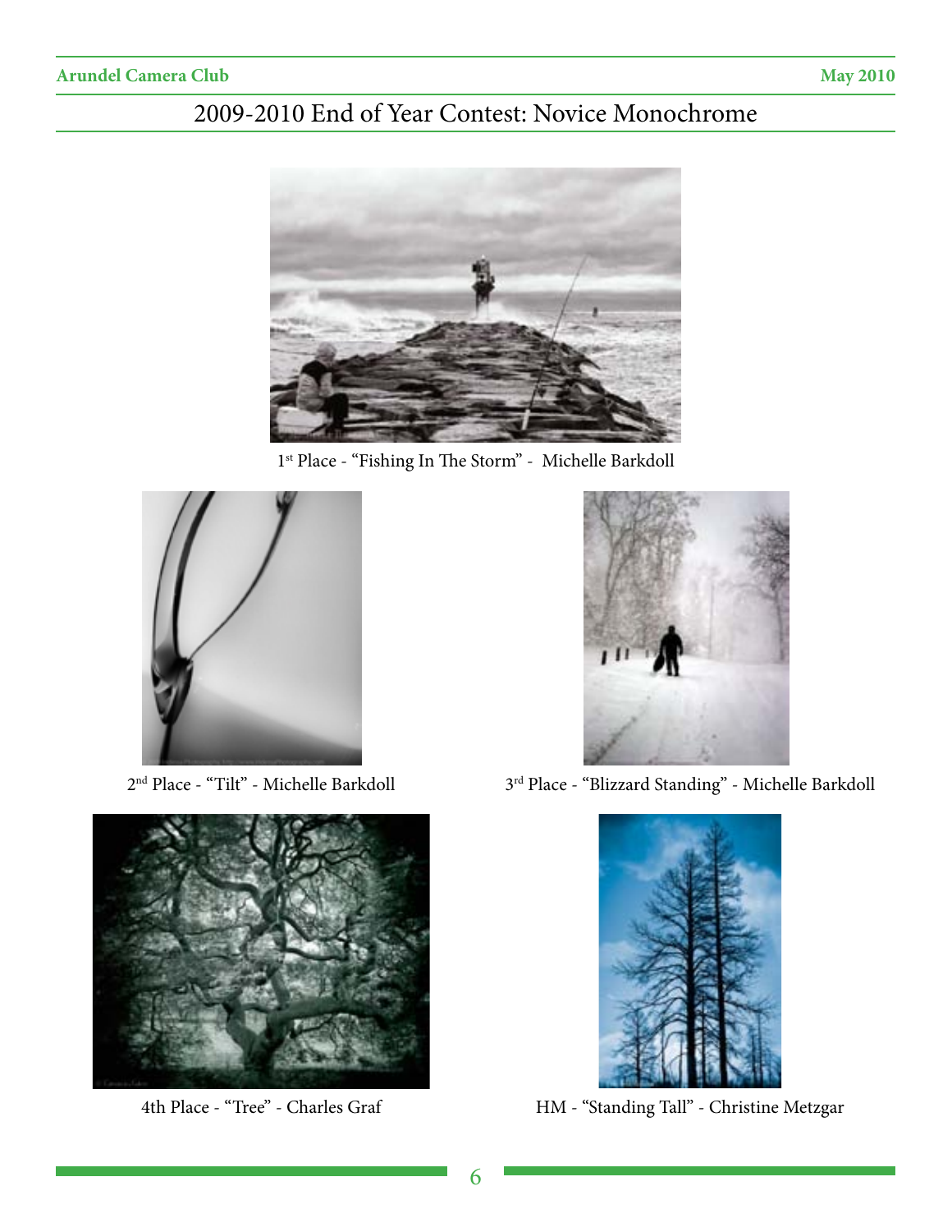# 2009-2010 End of Year Contest: Novice Monochrome

1st Place - "Fishing In The Storm" - Michelle Barkdoll

2nd Place - "Tilt" - Michelle Barkdoll

3rd Place - "Blizzard Standing" - Michelle Barkdoll

4th Place - "Tree" - Charles Graf

HM - "Standing Tall" - Christine Metzgar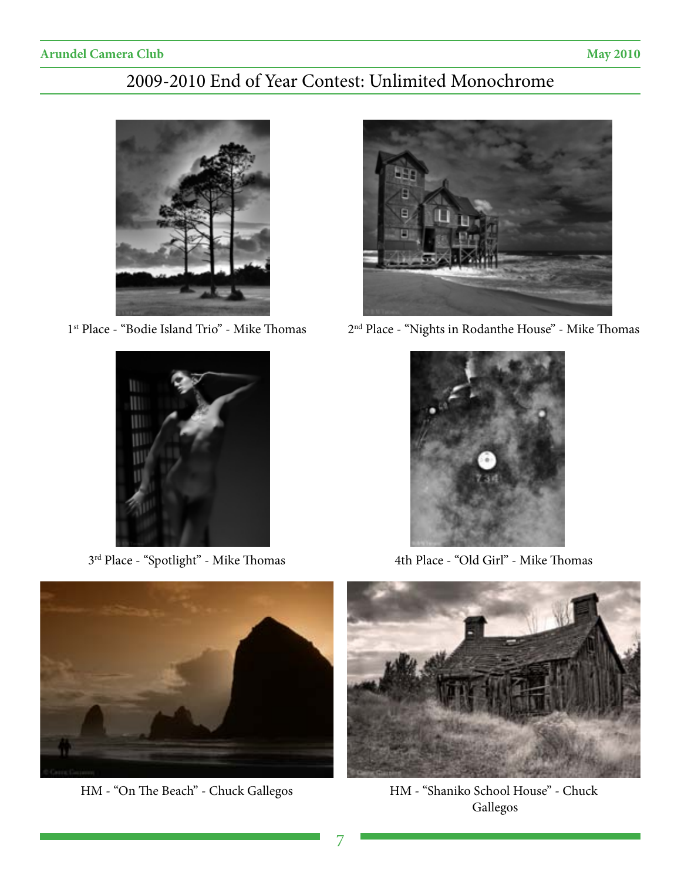# 2009-2010 End of Year Contest: Unlimited Monochrome

1st Place - "Bodie Island Trio" - Mike Thomas

2nd Place - "Nights in Rodanthe House" - Mike Thomas

3rd Place - "Spotlight" - Mike Thomas

4th Place - "Old Girl" - Mike Thomas

HM - "On The Beach" - Chuck Gallegos

HM - "Shaniko School House" - Chuck Gallegos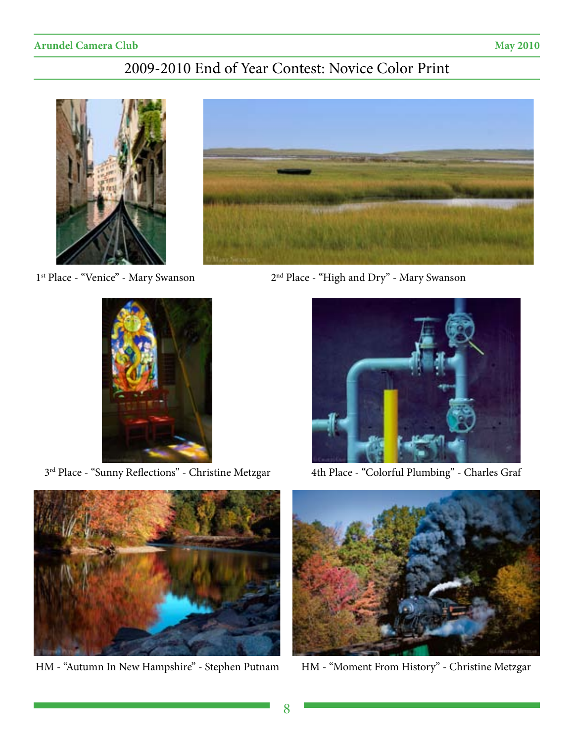# 2009-2010 End of Year Contest: Novice Color Print

1st Place - "Venice" - Mary Swanson

2nd Place - "High and Dry" - Mary Swanson

3rd Place - "Sunny Reflections" - Christine Metzgar

4th Place - "Colorful Plumbing" - Charles Graf

HM - "Autumn In New Hampshire" - Stephen Putnam

HM - "Moment From History" - Christine Metzgar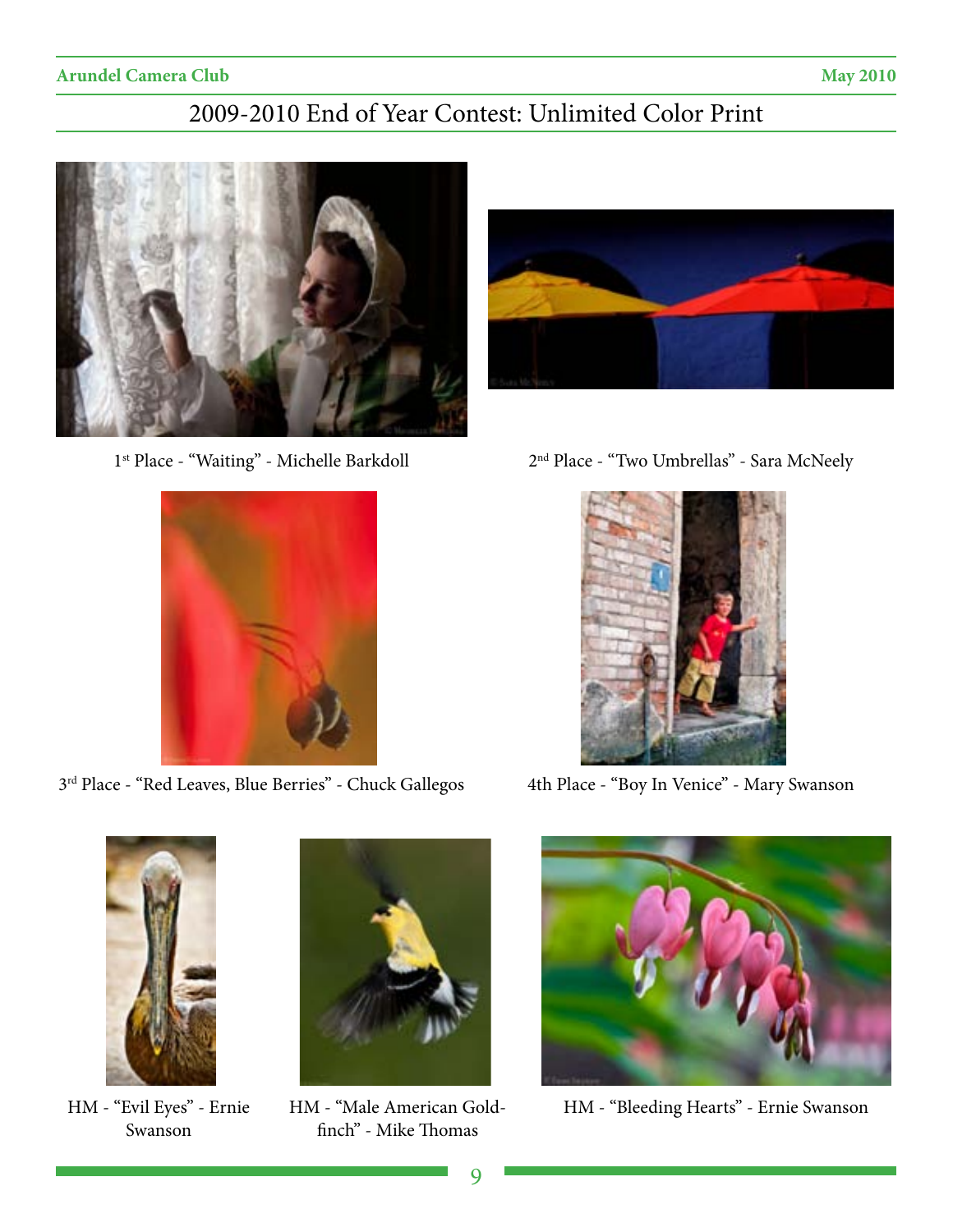# 2009-2010 End of Year Contest: Unlimited Color Print

1st Place - "Waiting" - Michelle Barkdoll

2nd Place - "Two Umbrellas" - Sara McNeely

3rd Place - "Red Leaves, Blue Berries" - Chuck Gallegos

4th Place - "Boy In Venice" - Mary Swanson

HM - "Evil Eyes" - Ernie Swanson

HM - "Male American Goldfinch" - Mike Thomas

HM - "Bleeding Hearts" - Ernie Swanson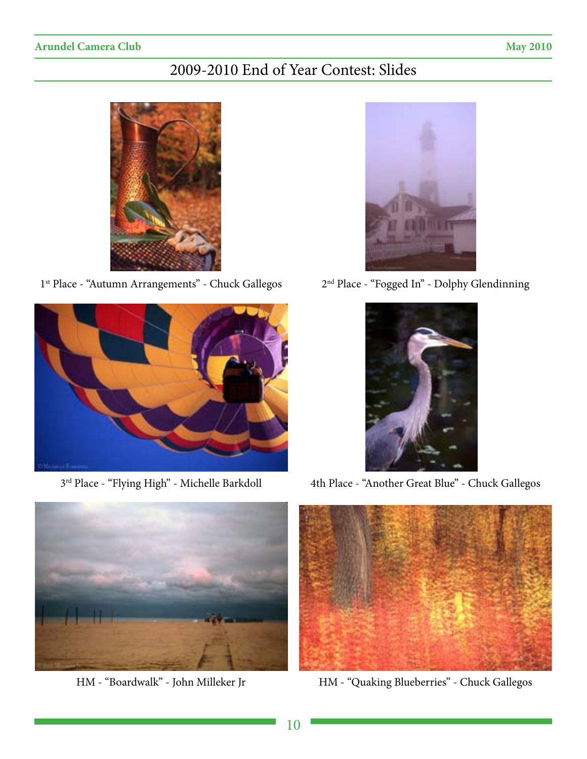## 2009-2010 End of Year Contest: Slides

1st Place - "Autumn Arrangements" - Chuck Gallegos

2nd Place - "Fogged In" - Dolphy Glendinning

3rd Place - "Flying High" - Michelle Barkdoll

4th Place - "Another Great Blue" - Chuck Gallegos

HM - "Boardwalk" - John Milleker Jr

HM - "Quaking Blueberries" - Chuck Gallegos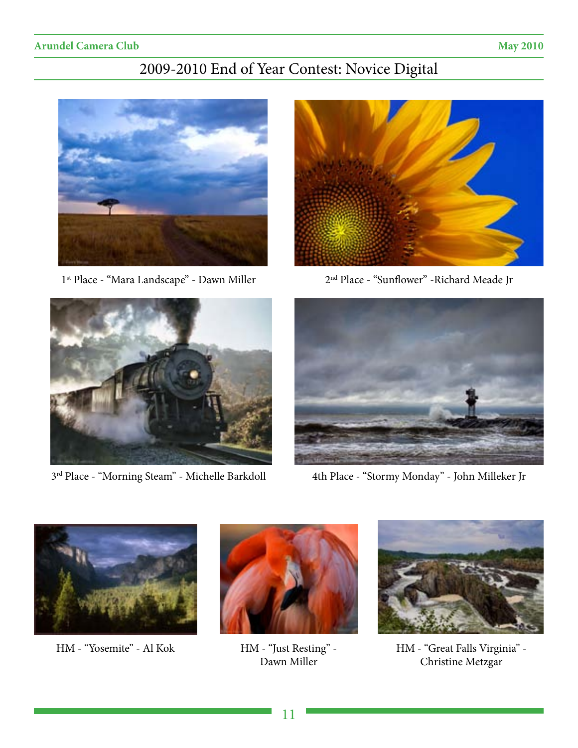# 2009-2010 End of Year Contest: Novice Digital

1st Place - "Mara Landscape" - Dawn Miller

2nd Place - "Sunflower" -Richard Meade Jr

3rd Place - "Morning Steam" - Michelle Barkdoll

4th Place - "Stormy Monday" - John Milleker Jr

HM - "Yosemite" - Al Kok

HM - "Just Resting" - Dawn Miller

HM - "Great Falls Virginia" - Christine Metzgar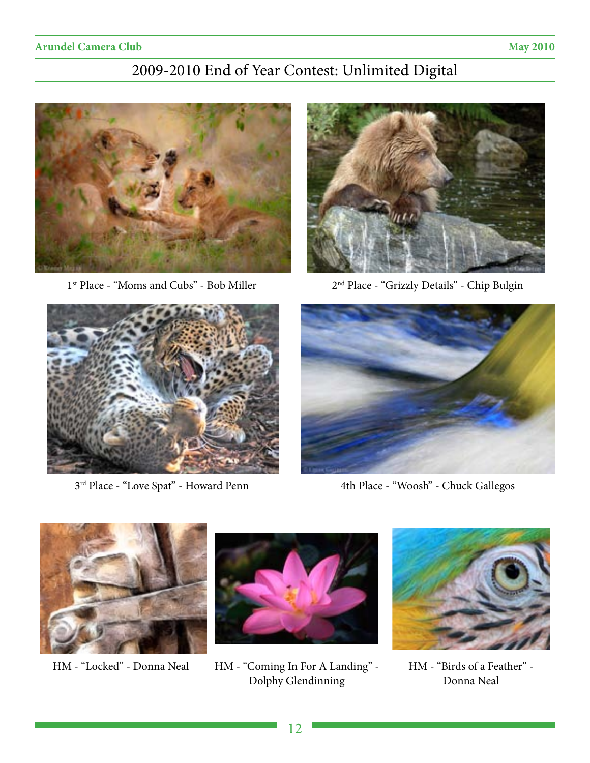## 2009-2010 End of Year Contest: Unlimited Digital

1st Place - “Moms and Cubs” - Bob Miller

2nd Place - “Grizzly Details” - Chip Bulgin

3rd Place - “Love Spat” - Howard Penn

4th Place - “Woosh” - Chuck Gallegos

HM - “Locked” - Donna Neal

HM - “Coming In For A Landing” - Dolphy Glendinning

HM - “Birds of a Feather” - Donna Neal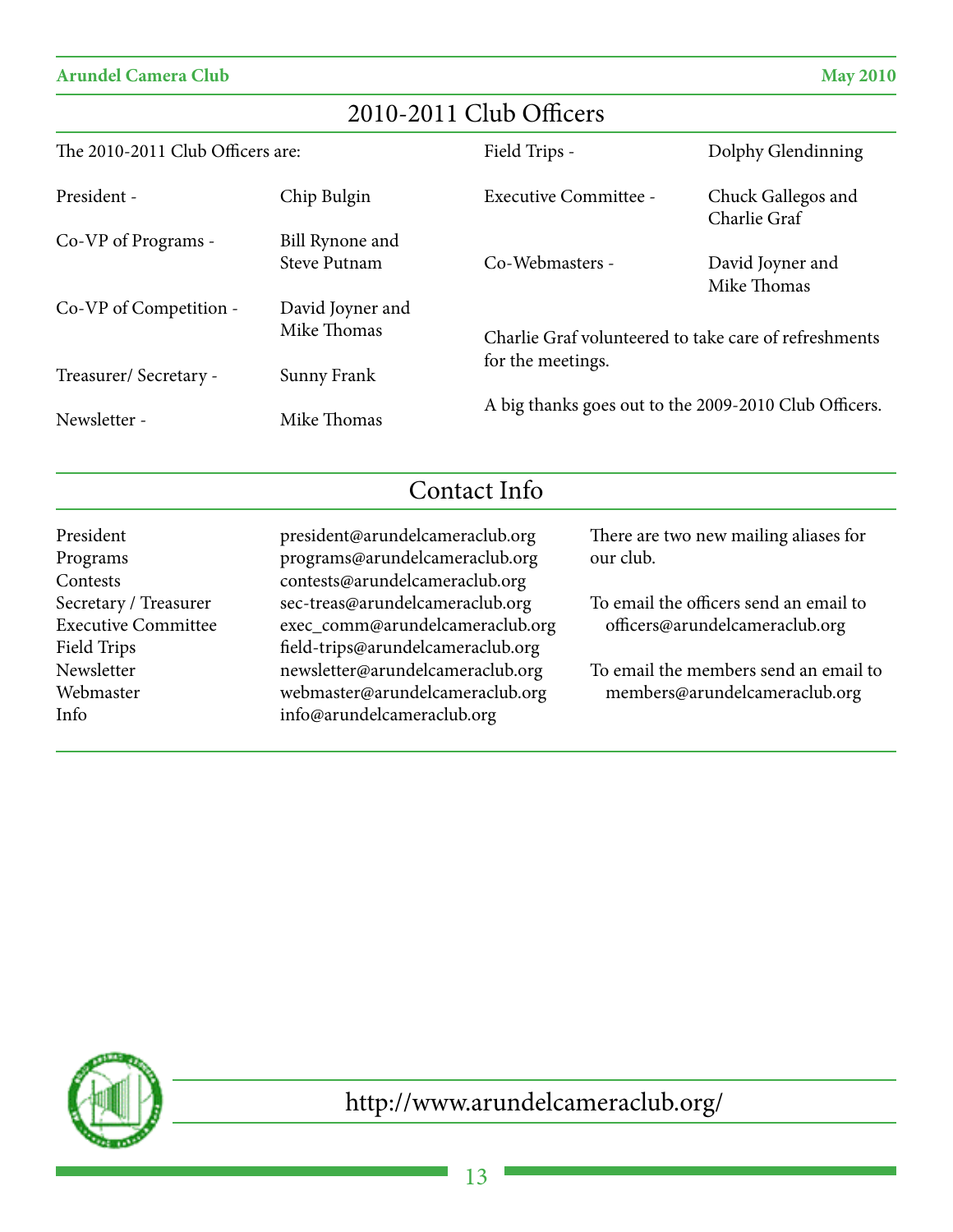## 2010-2011 Club Officers

The 2010-2011 Club Officers are:

| | |
|---|---|
| President - | Chip Bulgin |
| Co-VP of Programs - | Bill Rynone and Steve Putnam |
| Co-VP of Competition - | David Joyner and Mike Thomas |
| Treasurer/ Secretary - | Sunny Frank |
| Newsletter - | Mike Thomas |
| Field Trips - | Dolphy Glendinning |
| Executive Committee - | Chuck Gallegos and Charlie Graf |
| Co-Webmasters - | David Joyner and Mike Thomas |

Charlie Graf volunteered to take care of refreshments for the meetings.

A big thanks goes out to the 2009-2010 Club Officers.

## Contact Info

| | |
|---|---|
| President | president@arundelcameraclub.org |
| Programs | programs@arundelcameraclub.org |
| Contests | contests@arundelcameraclub.org |
| Secretary / Treasurer | sec-treas@arundelcameraclub.org |
| Executive Committee | exec_comm@arundelcameraclub.org |
| Field Trips | field-trips@arundelcameraclub.org |
| Newsletter | newsletter@arundelcameraclub.org |
| Webmaster | webmaster@arundelcameraclub.org |
| Info | info@arundelcameraclub.org |

There are two new mailing aliases for our club.

To email the officers send an email to officers@arundelcameraclub.org

To email the members send an email to members@arundelcameraclub.org

http://www.arundelcameraclub.org/